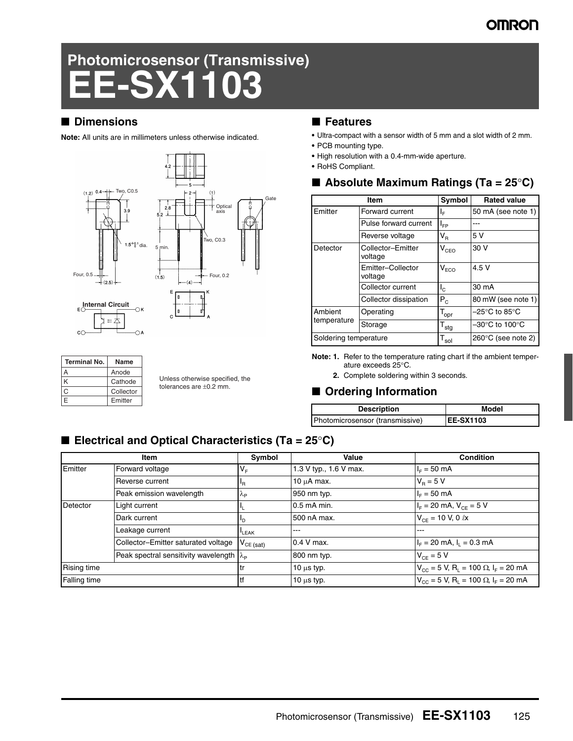OMRON

# Photomicrosensor (Transmissive)
# EE-SX1103

## ■ Dimensions

**Note:** All units are in millimeters unless otherwise indicated.

| Terminal No. | Name |
|---|---|
| A | Anode |
| K | Cathode |
| C | Collector |
| E | Emitter |

Unless otherwise specified, the tolerances are ±0.2 mm.

## ■ Features

- Ultra-compact with a sensor width of 5 mm and a slot width of 2 mm.
- PCB mounting type.
- High resolution with a 0.4-mm-wide aperture.
- RoHS Compliant.

## ■ Absolute Maximum Ratings (Ta = 25°C)

| Item | | Symbol | Rated value |
|---|---|---|---|
| Emitter | Forward current | $I_F$ | 50 mA (see note 1) |
| | Pulse forward current | $I_{FP}$ | --- |
| | Reverse voltage | $V_R$ | 5 V |
| Detector | Collector–Emitter voltage | $V_{CEO}$ | 30 V |
| | Emitter–Collector voltage | $V_{ECO}$ | 4.5 V |
| | Collector current | $I_C$ | 30 mA |
| | Collector dissipation | $P_C$ | 80 mW (see note 1) |
| Ambient temperature | Operating | $T_{opr}$ | –25°C to 85°C |
| | Storage | $T_{stg}$ | –30°C to 100°C |
| Soldering temperature | | $T_{sol}$ | 260°C (see note 2) |

**Note:** **1.** Refer to the temperature rating chart if the ambient temperature exceeds 25°C.

**2.** Complete soldering within 3 seconds.

## ■ Ordering Information

| Description | Model |
|---|---|
| Photomicrosensor (transmissive) | **EE-SX1103** |

## ■ Electrical and Optical Characteristics (Ta = 25°C)

| Item | | Symbol | Value | Condition |
|---|---|---|---|---|
| Emitter | Forward voltage | $V_F$ | 1.3 V typ., 1.6 V max. | $I_F$ = 50 mA |
| | Reverse current | $I_R$ | 10 μA max. | $V_R$ = 5 V |
| | Peak emission wavelength | $\lambda_P$ | 950 nm typ. | $I_F$ = 50 mA |
| Detector | Light current | $I_L$ | 0.5 mA min. | $I_F$ = 20 mA, $V_{CE}$ = 5 V |
| | Dark current | $I_D$ | 500 nA max. | $V_{CE}$ = 10 V, 0 lx |
| | Leakage current | $I_{LEAK}$ | --- | --- |
| | Collector–Emitter saturated voltage | $V_{CE\ (sat)}$ | 0.4 V max. | $I_F$ = 20 mA, $I_L$ = 0.3 mA |
| | Peak spectral sensitivity wavelength | $\lambda_P$ | 800 nm typ. | $V_{CE}$ = 5 V |
| Rising time | | tr | 10 μs typ. | $V_{CC}$ = 5 V, $R_L$ = 100 Ω, $I_F$ = 20 mA |
| Falling time | | tf | 10 μs typ. | $V_{CC}$ = 5 V, $R_L$ = 100 Ω, $I_F$ = 20 mA |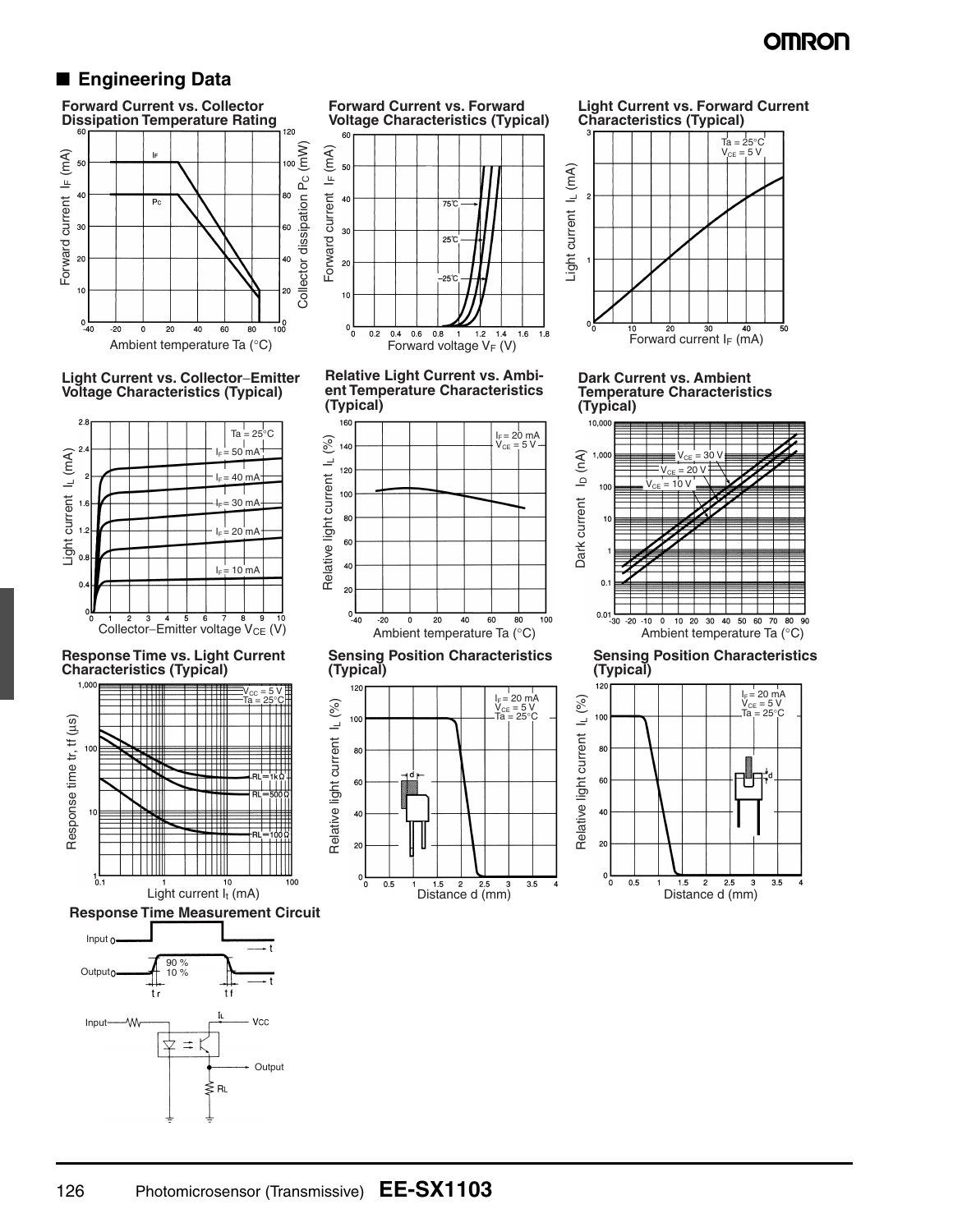## ■ Engineering Data

**Forward Current vs. Collector Dissipation Temperature Rating**

**Forward Current vs. Forward Voltage Characteristics (Typical)**

**Light Current vs. Forward Current Characteristics (Typical)**

**Light Current vs. Collector–Emitter Voltage Characteristics (Typical)**

**Relative Light Current vs. Ambient Temperature Characteristics (Typical)**

**Dark Current vs. Ambient Temperature Characteristics (Typical)**

**Response Time vs. Light Current Characteristics (Typical)**

**Sensing Position Characteristics (Typical)**

**Sensing Position Characteristics (Typical)**

**Response Time Measurement Circuit**

Photomicrosensor (Transmissive) **EE-SX1103**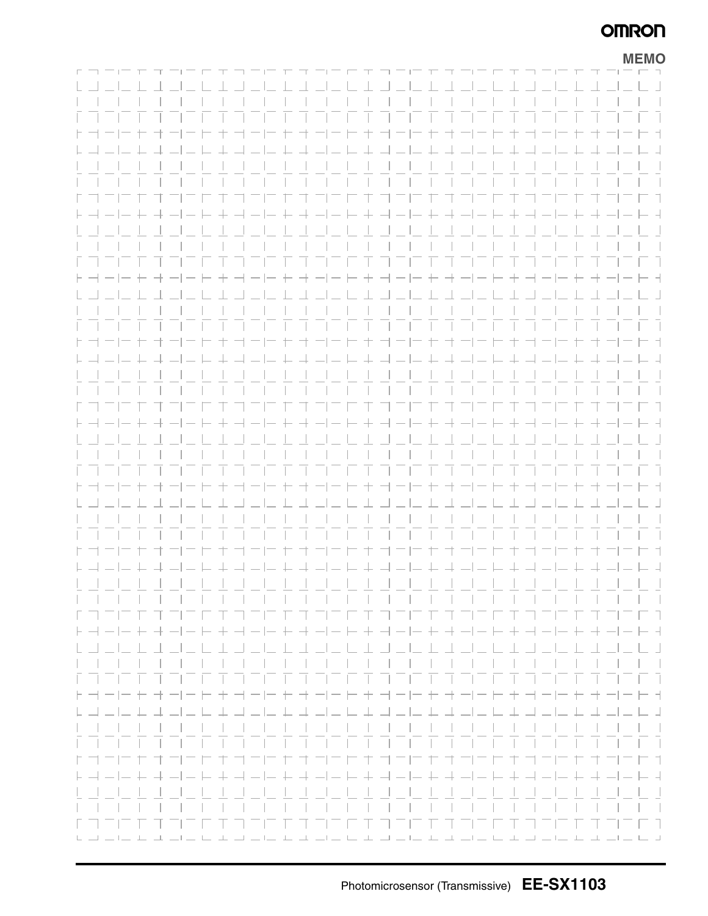**MEMO**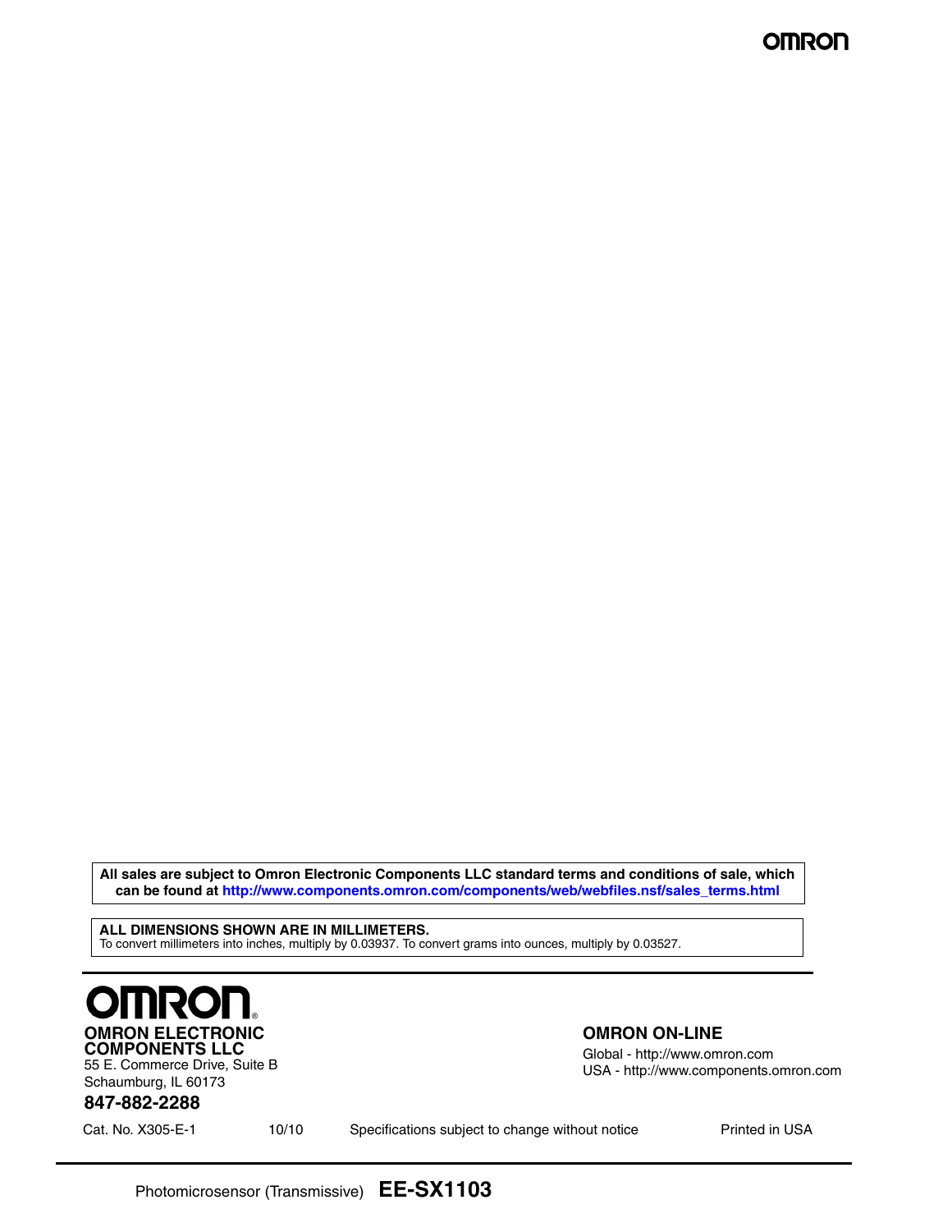**All sales are subject to Omron Electronic Components LLC standard terms and conditions of sale, which can be found at http://www.components.omron.com/components/web/webfiles.nsf/sales_terms.html**

**ALL DIMENSIONS SHOWN ARE IN MILLIMETERS.**
To convert millimeters into inches, multiply by 0.03937. To convert grams into ounces, multiply by 0.03527.

**OMRON ELECTRONIC COMPONENTS LLC**
55 E. Commerce Drive, Suite B
Schaumburg, IL 60173

**847-882-2288**

**OMRON ON-LINE**
Global - http://www.omron.com
USA - http://www.components.omron.com

Cat. No. X305-E-1 10/10 Specifications subject to change without notice Printed in USA

Photomicrosensor (Transmissive) **EE-SX1103**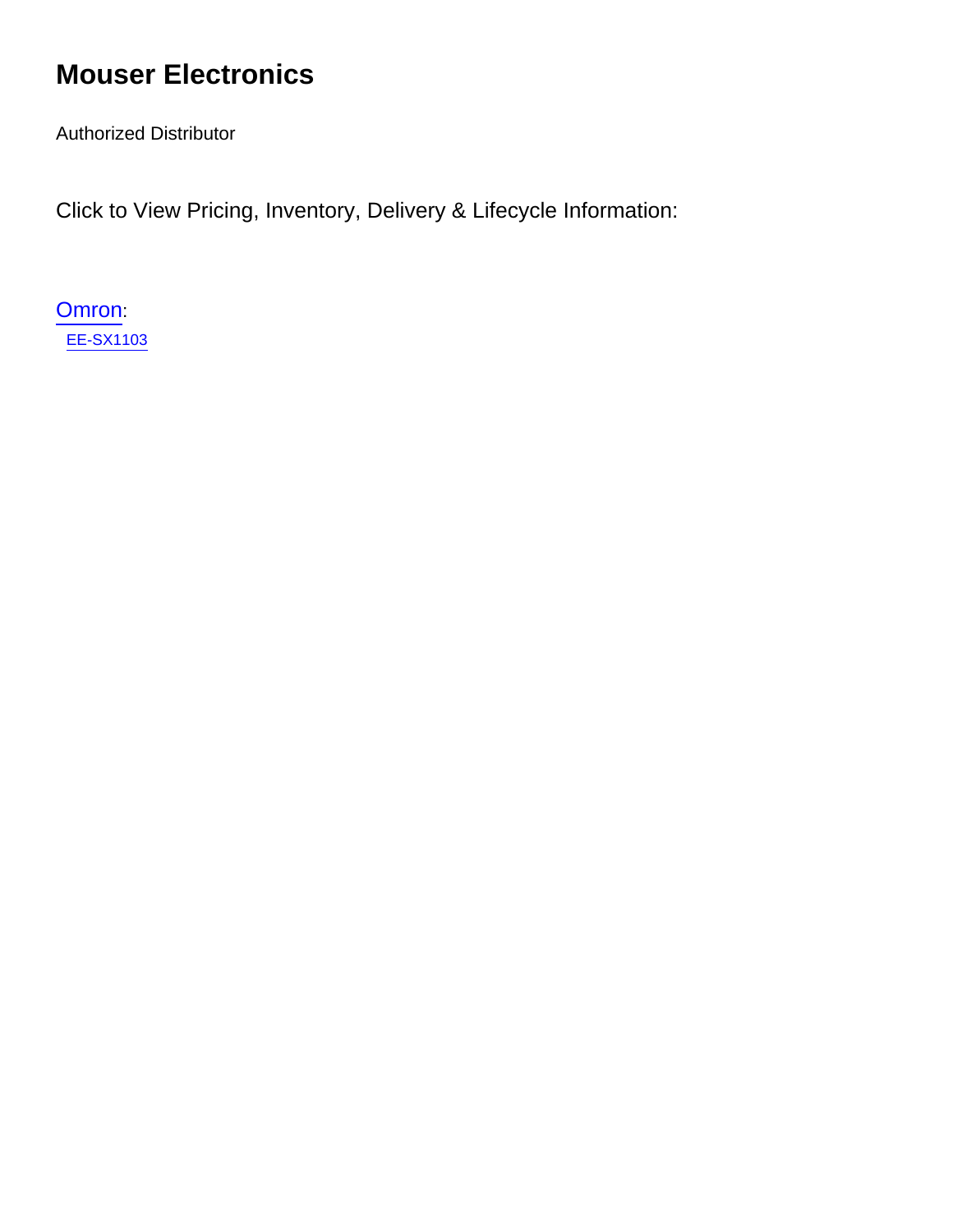# Mouser Electronics

Authorized Distributor

Click to View Pricing, Inventory, Delivery & Lifecycle Information:

Omron:

EE-SX1103